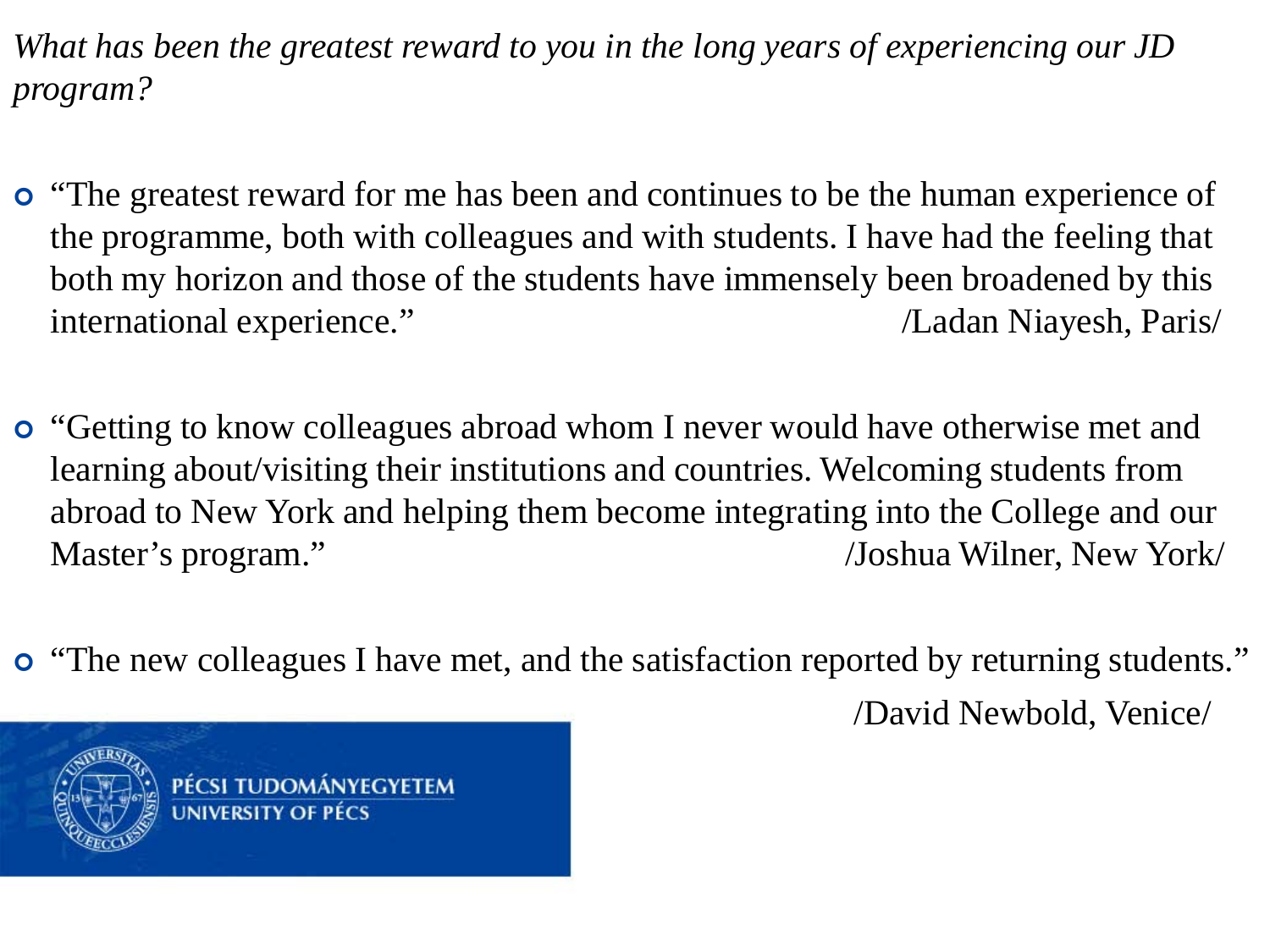*What has been the greatest reward to you in the long years of experiencing our JD program?*

- "The greatest reward for me has been and continues to be the human experience of the programme, both with colleagues and with students. I have had the feeling that both my horizon and those of the students have immensely been broadened by this international experience." /Ladan Niayesh, Paris/

- "Getting to know colleagues abroad whom I never would have otherwise met and learning about/visiting their institutions and countries. Welcoming students from abroad to New York and helping them become integrating into the College and our Master's program." /Joshua Wilner, New York/

- "The new colleagues I have met, and the satisfaction reported by returning students." /David Newbold, Venice/

PÉCSI TUDOMÁNYEGYETEM
UNIVERSITY OF PÉCS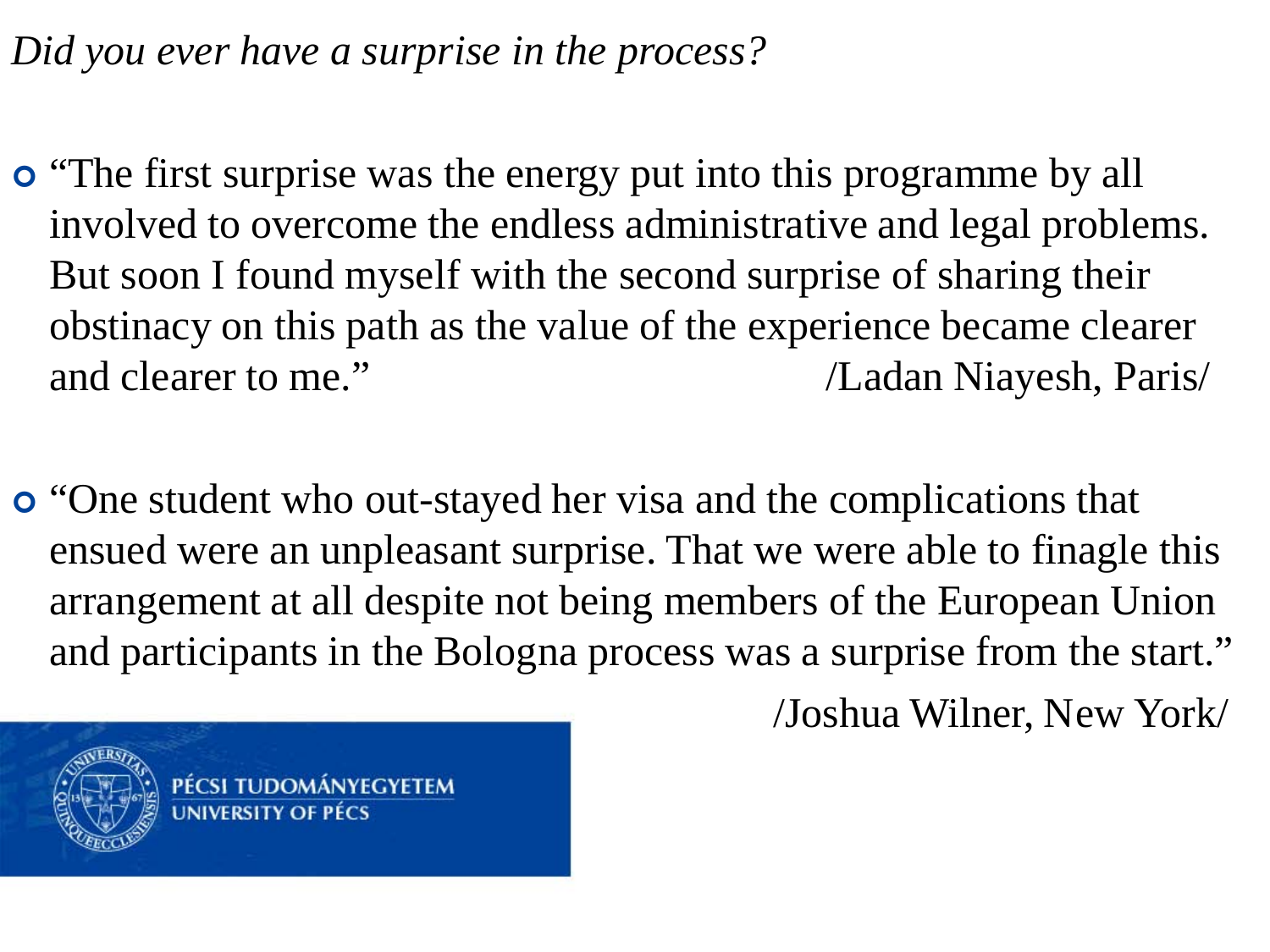*Did you ever have a surprise in the process?*

- “The first surprise was the energy put into this programme by all involved to overcome the endless administrative and legal problems. But soon I found myself with the second surprise of sharing their obstinacy on this path as the value of the experience became clearer and clearer to me.” /Ladan Niayesh, Paris/

- “One student who out-stayed her visa and the complications that ensued were an unpleasant surprise. That we were able to finagle this arrangement at all despite not being members of the European Union and participants in the Bologna process was a surprise from the start.” /Joshua Wilner, New York/

PÉCSI TUDOMÁNYEGYETEM
UNIVERSITY OF PÉCS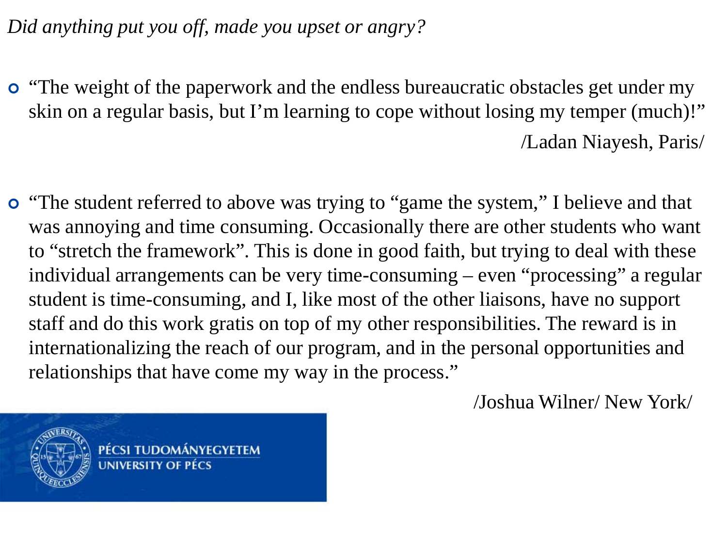*Did anything put you off, made you upset or angry?*

- "The weight of the paperwork and the endless bureaucratic obstacles get under my skin on a regular basis, but I'm learning to cope without losing my temper (much)!"

  /Ladan Niayesh, Paris/

- "The student referred to above was trying to "game the system," I believe and that was annoying and time consuming. Occasionally there are other students who want to "stretch the framework". This is done in good faith, but trying to deal with these individual arrangements can be very time-consuming – even "processing" a regular student is time-consuming, and I, like most of the other liaisons, have no support staff and do this work gratis on top of my other responsibilities. The reward is in internationalizing the reach of our program, and in the personal opportunities and relationships that have come my way in the process."

  /Joshua Wilner/ New York/

PÉCSI TUDOMÁNYEGYETEM
UNIVERSITY OF PÉCS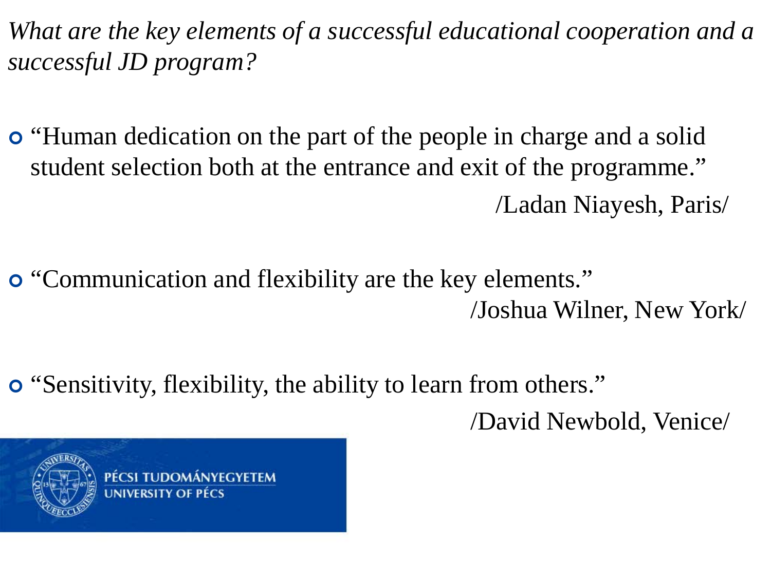*What are the key elements of a successful educational cooperation and a successful JD program?*

- "Human dedication on the part of the people in charge and a solid student selection both at the entrance and exit of the programme."

  /Ladan Niayesh, Paris/

- "Communication and flexibility are the key elements."

  /Joshua Wilner, New York/

- "Sensitivity, flexibility, the ability to learn from others."

  /David Newbold, Venice/

PÉCSI TUDOMÁNYEGYETEM
UNIVERSITY OF PÉCS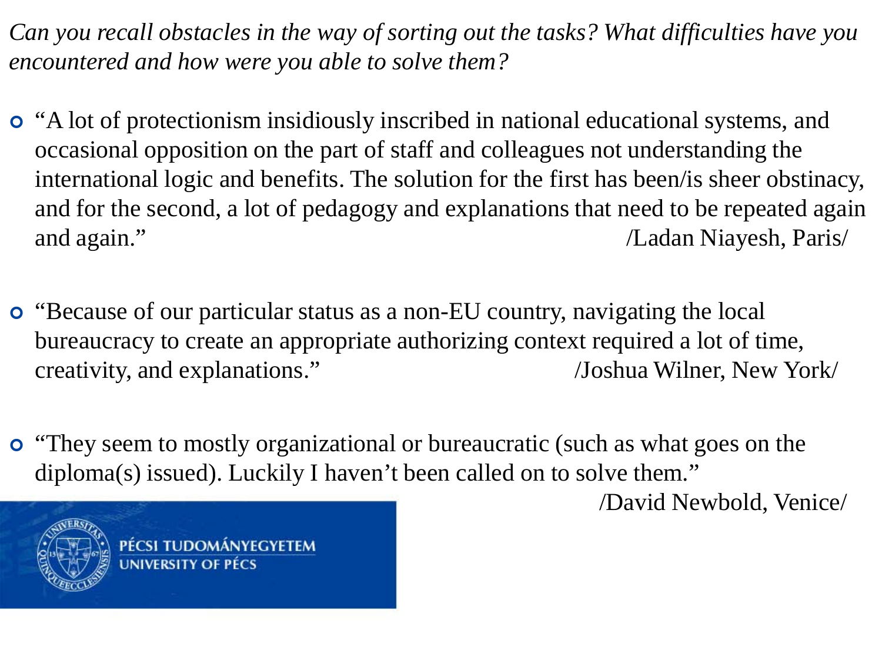*Can you recall obstacles in the way of sorting out the tasks? What difficulties have you encountered and how were you able to solve them?*

- “A lot of protectionism insidiously inscribed in national educational systems, and occasional opposition on the part of staff and colleagues not understanding the international logic and benefits. The solution for the first has been/is sheer obstinacy, and for the second, a lot of pedagogy and explanations that need to be repeated again and again.” /Ladan Niayesh, Paris/

- “Because of our particular status as a non-EU country, navigating the local bureaucracy to create an appropriate authorizing context required a lot of time, creativity, and explanations.” /Joshua Wilner, New York/

- “They seem to mostly organizational or bureaucratic (such as what goes on the diploma(s) issued). Luckily I haven’t been called on to solve them.” /David Newbold, Venice/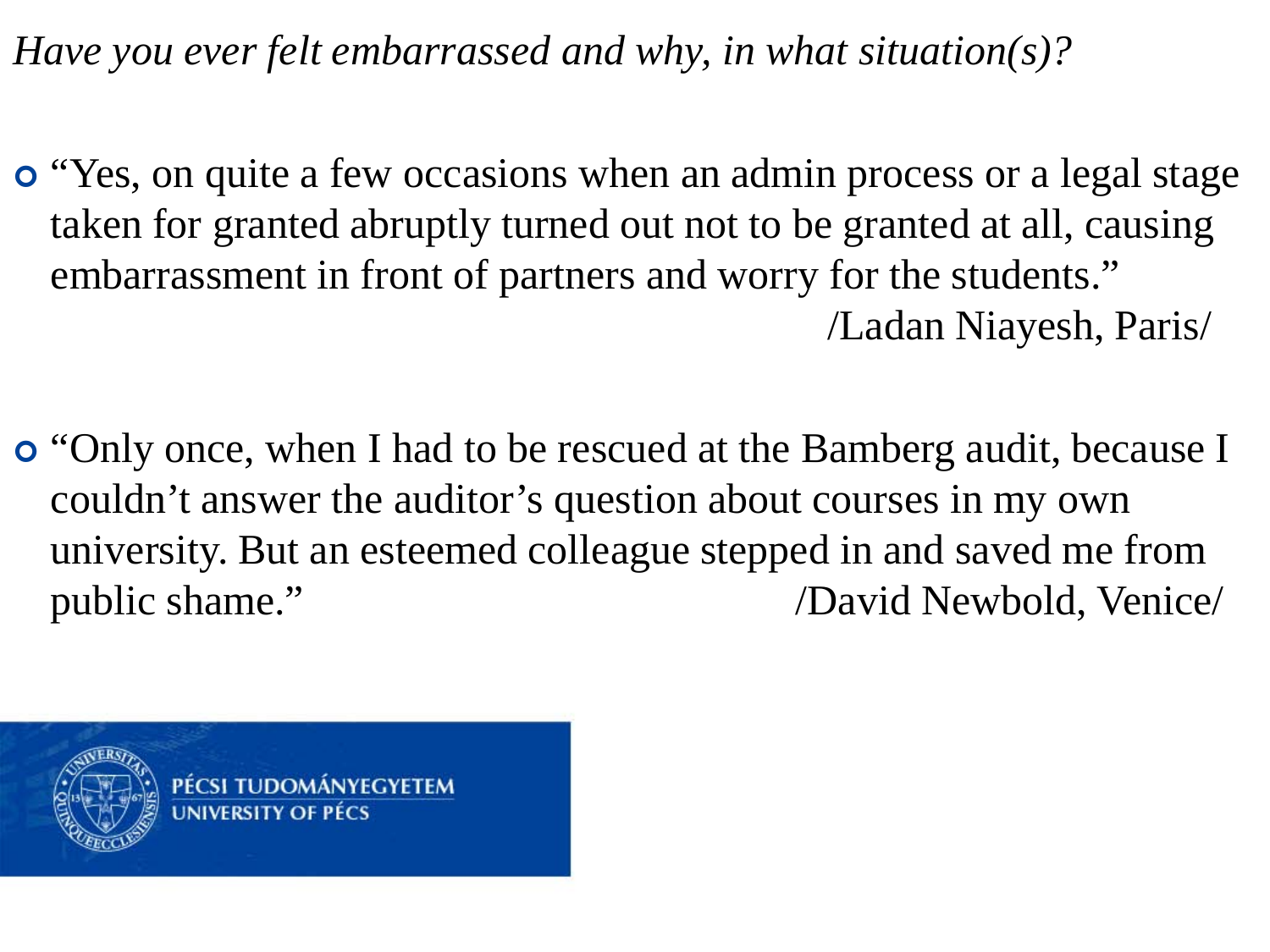*Have you ever felt embarrassed and why, in what situation(s)?*

- “Yes, on quite a few occasions when an admin process or a legal stage taken for granted abruptly turned out not to be granted at all, causing embarrassment in front of partners and worry for the students.” /Ladan Niayesh, Paris/

- “Only once, when I had to be rescued at the Bamberg audit, because I couldn’t answer the auditor’s question about courses in my own university. But an esteemed colleague stepped in and saved me from public shame.” /David Newbold, Venice/

PÉCSI TUDOMÁNYEGYETEM
UNIVERSITY OF PÉCS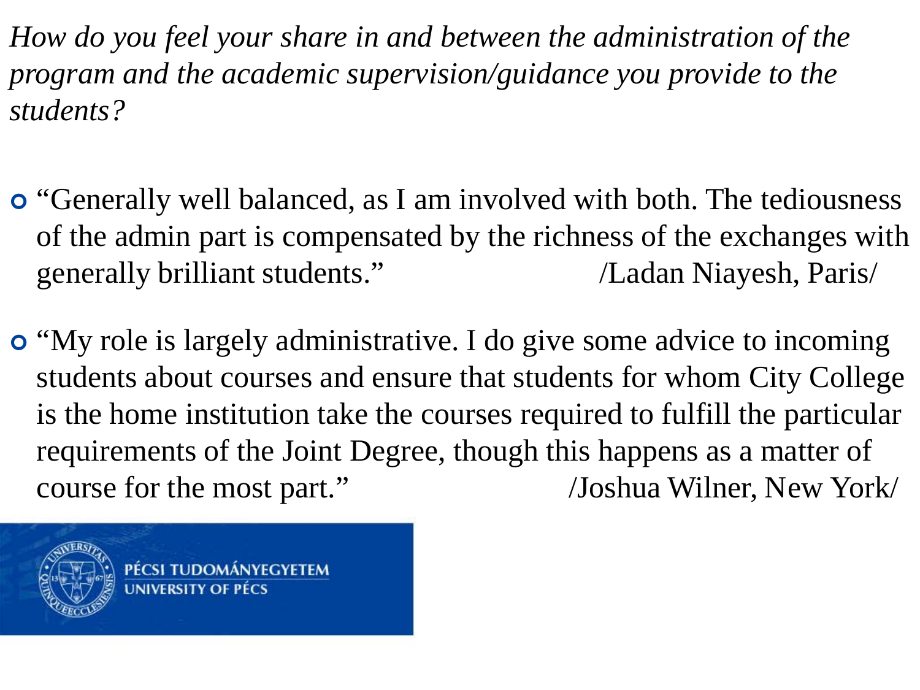*How do you feel your share in and between the administration of the program and the academic supervision/guidance you provide to the students?*

- "Generally well balanced, as I am involved with both. The tediousness of the admin part is compensated by the richness of the exchanges with generally brilliant students." /Ladan Niayesh, Paris/

- "My role is largely administrative. I do give some advice to incoming students about courses and ensure that students for whom City College is the home institution take the courses required to fulfill the particular requirements of the Joint Degree, though this happens as a matter of course for the most part." /Joshua Wilner, New York/

PÉCSI TUDOMÁNYEGYETEM
UNIVERSITY OF PÉCS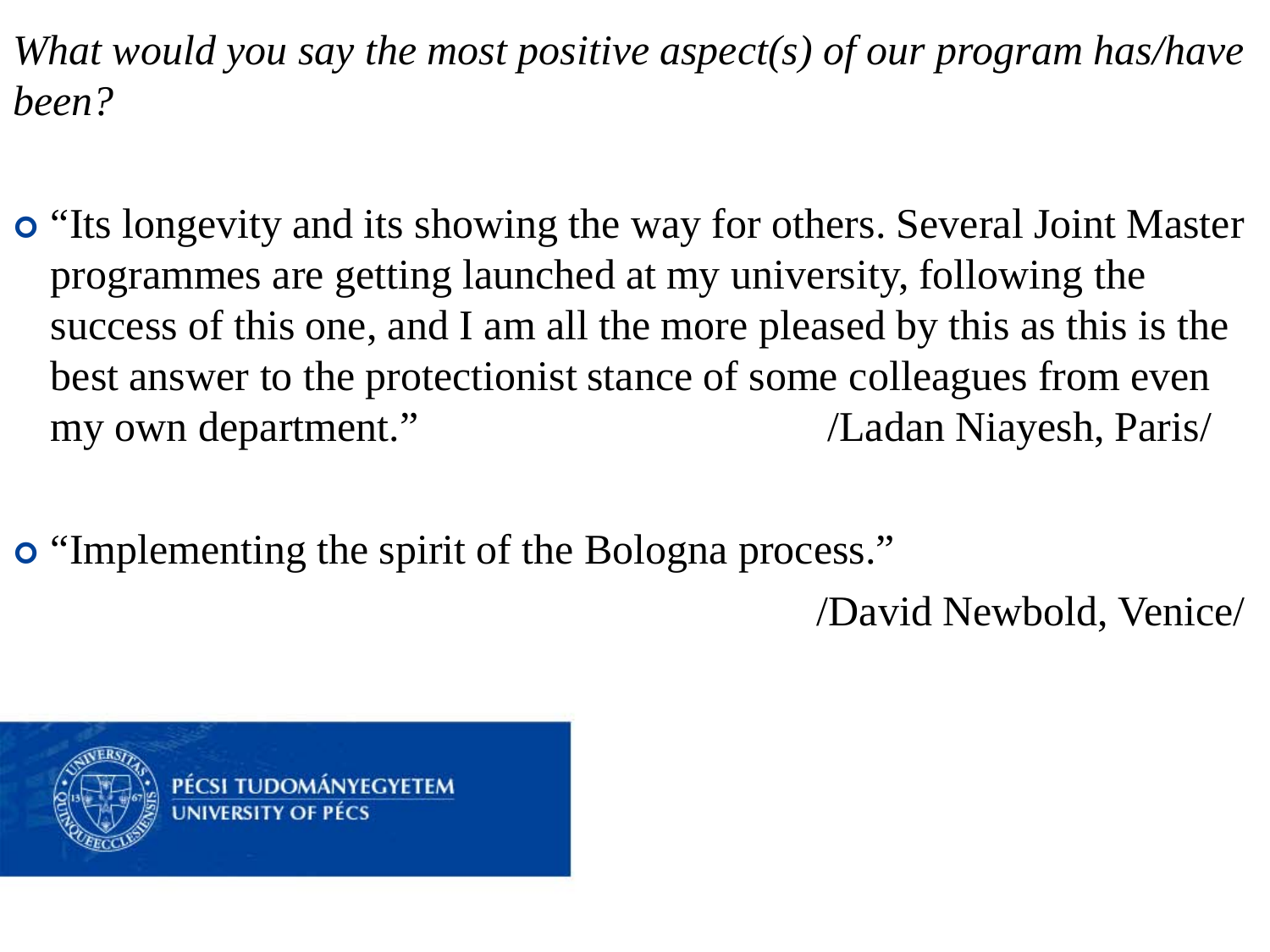*What would you say the most positive aspect(s) of our program has/have been?*

- "Its longevity and its showing the way for others. Several Joint Master programmes are getting launched at my university, following the success of this one, and I am all the more pleased by this as this is the best answer to the protectionist stance of some colleagues from even my own department." /Ladan Niayesh, Paris/

- "Implementing the spirit of the Bologna process."
  /David Newbold, Venice/

PÉCSI TUDOMÁNYEGYETEM
UNIVERSITY OF PÉCS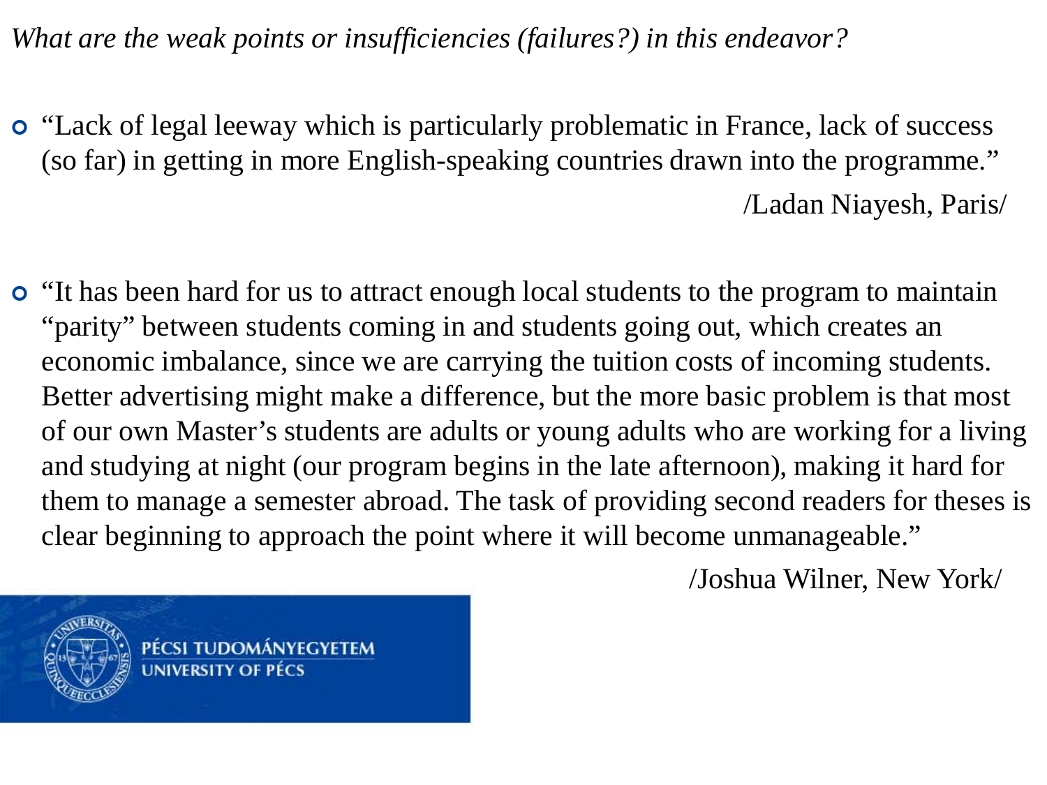*What are the weak points or insufficiencies (failures?) in this endeavor?*

- “Lack of legal leeway which is particularly problematic in France, lack of success (so far) in getting in more English-speaking countries drawn into the programme.”

  /Ladan Niayesh, Paris/

- “It has been hard for us to attract enough local students to the program to maintain “parity” between students coming in and students going out, which creates an economic imbalance, since we are carrying the tuition costs of incoming students. Better advertising might make a difference, but the more basic problem is that most of our own Master’s students are adults or young adults who are working for a living and studying at night (our program begins in the late afternoon), making it hard for them to manage a semester abroad. The task of providing second readers for theses is clear beginning to approach the point where it will become unmanageable.”

  /Joshua Wilner, New York/

PÉCSI TUDOMÁNYEGYETEM
UNIVERSITY OF PÉCS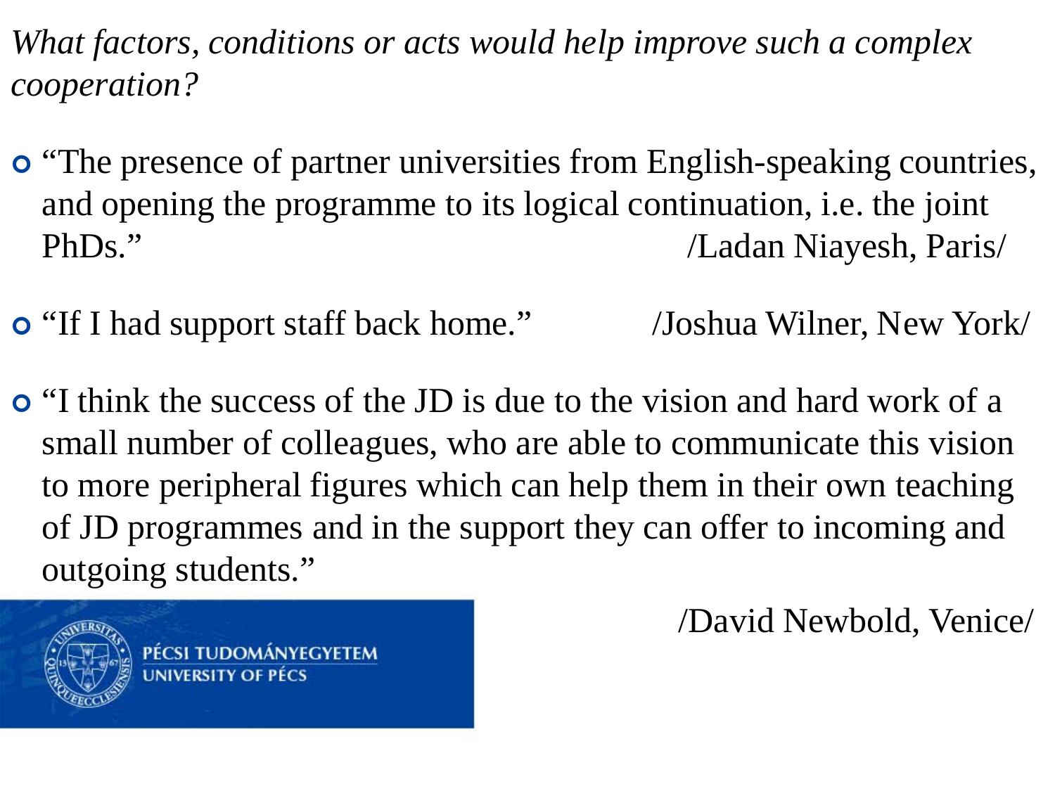*What factors, conditions or acts would help improve such a complex cooperation?*

- "The presence of partner universities from English-speaking countries, and opening the programme to its logical continuation, i.e. the joint PhDs." /Ladan Niayesh, Paris/

- "If I had support staff back home." /Joshua Wilner, New York/

- "I think the success of the JD is due to the vision and hard work of a small number of colleagues, who are able to communicate this vision to more peripheral figures which can help them in their own teaching of JD programmes and in the support they can offer to incoming and outgoing students." /David Newbold, Venice/

PÉCSI TUDOMÁNYEGYETEM
UNIVERSITY OF PÉCS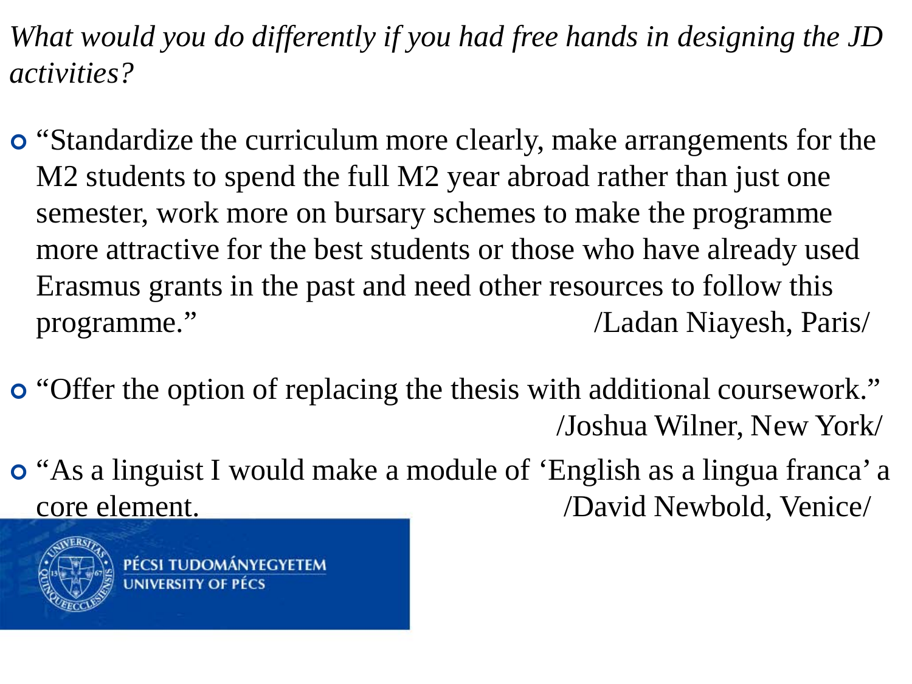*What would you do differently if you had free hands in designing the JD activities?*

- "Standardize the curriculum more clearly, make arrangements for the M2 students to spend the full M2 year abroad rather than just one semester, work more on bursary schemes to make the programme more attractive for the best students or those who have already used Erasmus grants in the past and need other resources to follow this programme." /Ladan Niayesh, Paris/
- "Offer the option of replacing the thesis with additional coursework." /Joshua Wilner, New York/
- "As a linguist I would make a module of 'English as a lingua franca' a core element. /David Newbold, Venice/

PÉCSI TUDOMÁNYEGYETEM
UNIVERSITY OF PÉCS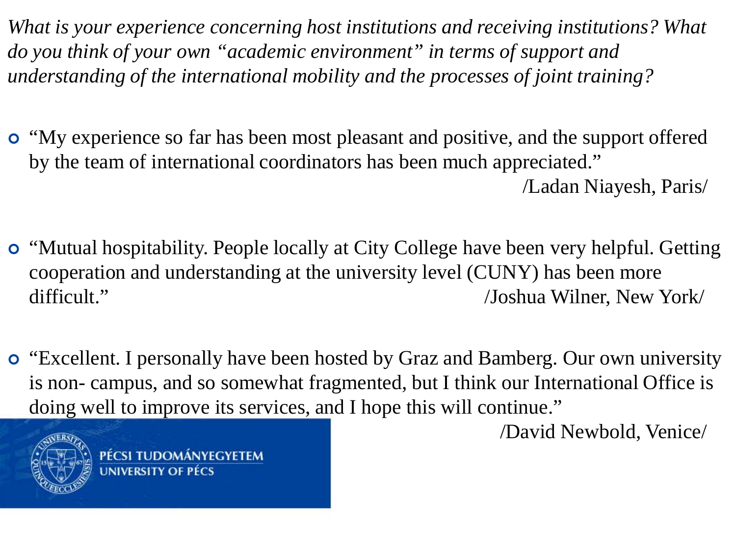*What is your experience concerning host institutions and receiving institutions? What do you think of your own "academic environment" in terms of support and understanding of the international mobility and the processes of joint training?*

- "My experience so far has been most pleasant and positive, and the support offered by the team of international coordinators has been much appreciated."
  /Ladan Niayesh, Paris/

- "Mutual hospitability. People locally at City College have been very helpful. Getting cooperation and understanding at the university level (CUNY) has been more difficult."
  /Joshua Wilner, New York/

- "Excellent. I personally have been hosted by Graz and Bamberg. Our own university is non- campus, and so somewhat fragmented, but I think our International Office is doing well to improve its services, and I hope this will continue."
  /David Newbold, Venice/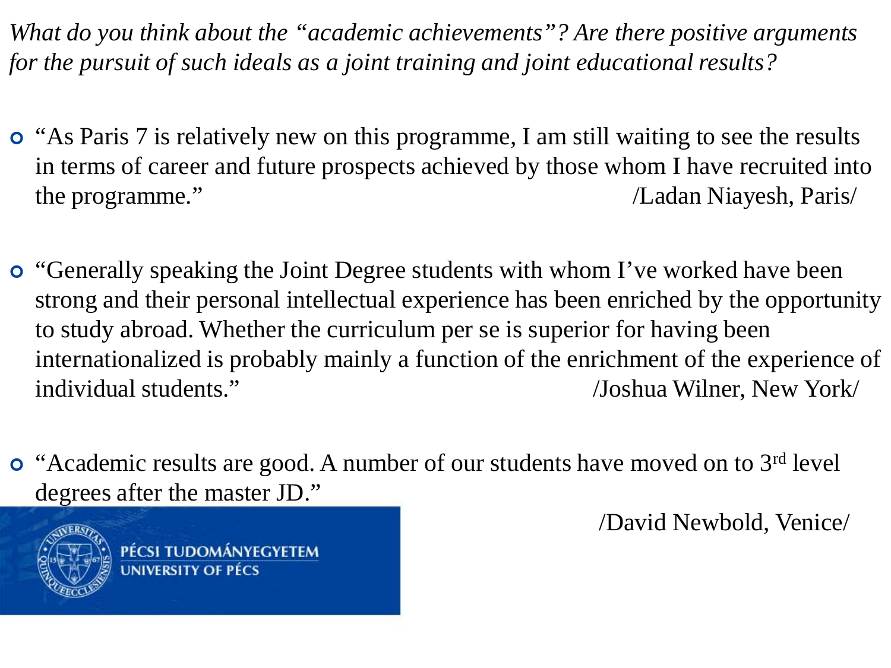*What do you think about the "academic achievements"? Are there positive arguments for the pursuit of such ideals as a joint training and joint educational results?*

- "As Paris 7 is relatively new on this programme, I am still waiting to see the results in terms of career and future prospects achieved by those whom I have recruited into the programme." /Ladan Niayesh, Paris/

- "Generally speaking the Joint Degree students with whom I've worked have been strong and their personal intellectual experience has been enriched by the opportunity to study abroad. Whether the curriculum per se is superior for having been internationalized is probably mainly a function of the enrichment of the experience of individual students." /Joshua Wilner, New York/

- "Academic results are good. A number of our students have moved on to 3rd level degrees after the master JD." /David Newbold, Venice/

PÉCSI TUDOMÁNYEGYETEM
UNIVERSITY OF PÉCS